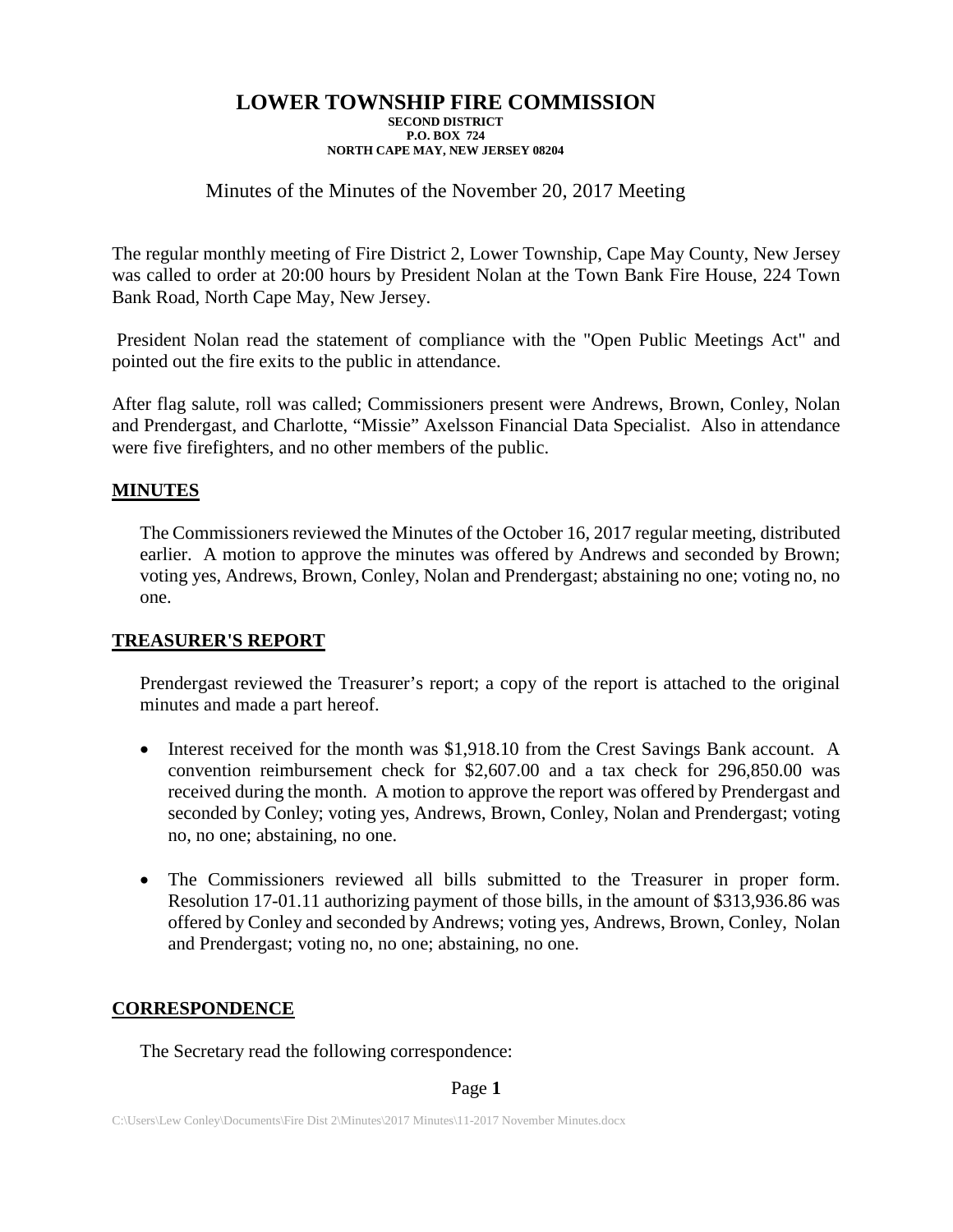# LOWER TOWNSHIP FIRE COMMISSION

**SECOND DISTRICT**
**P.O. BOX 724**
**NORTH CAPE MAY, NEW JERSEY 08204**

Minutes of the Minutes of the November 20, 2017 Meeting

The regular monthly meeting of Fire District 2, Lower Township, Cape May County, New Jersey was called to order at 20:00 hours by President Nolan at the Town Bank Fire House, 224 Town Bank Road, North Cape May, New Jersey.

President Nolan read the statement of compliance with the "Open Public Meetings Act" and pointed out the fire exits to the public in attendance.

After flag salute, roll was called; Commissioners present were Andrews, Brown, Conley, Nolan and Prendergast, and Charlotte, "Missie" Axelsson Financial Data Specialist. Also in attendance were five firefighters, and no other members of the public.

## MINUTES

The Commissioners reviewed the Minutes of the October 16, 2017 regular meeting, distributed earlier. A motion to approve the minutes was offered by Andrews and seconded by Brown; voting yes, Andrews, Brown, Conley, Nolan and Prendergast; abstaining no one; voting no, no one.

## TREASURER'S REPORT

Prendergast reviewed the Treasurer's report; a copy of the report is attached to the original minutes and made a part hereof.

- Interest received for the month was $1,918.10 from the Crest Savings Bank account. A convention reimbursement check for $2,607.00 and a tax check for 296,850.00 was received during the month. A motion to approve the report was offered by Prendergast and seconded by Conley; voting yes, Andrews, Brown, Conley, Nolan and Prendergast; voting no, no one; abstaining, no one.
- The Commissioners reviewed all bills submitted to the Treasurer in proper form. Resolution 17-01.11 authorizing payment of those bills, in the amount of $313,936.86 was offered by Conley and seconded by Andrews; voting yes, Andrews, Brown, Conley, Nolan and Prendergast; voting no, no one; abstaining, no one.

## CORRESPONDENCE

The Secretary read the following correspondence: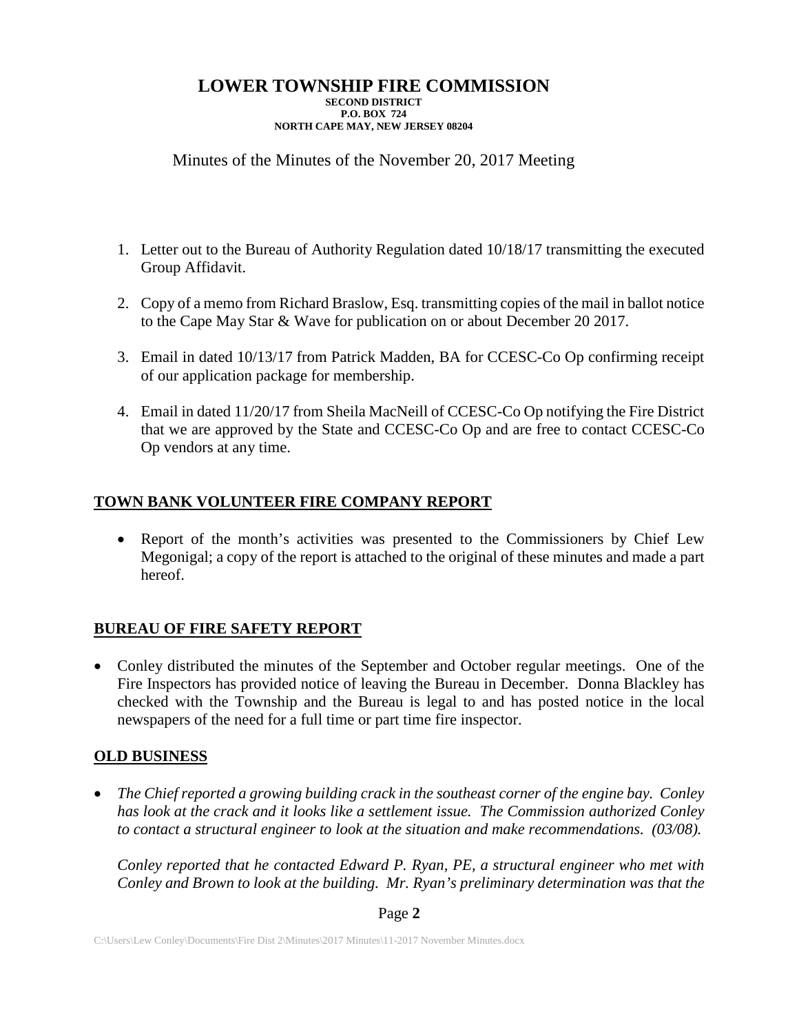# LOWER TOWNSHIP FIRE COMMISSION

**SECOND DISTRICT**
**P.O. BOX 724**
**NORTH CAPE MAY, NEW JERSEY 08204**

Minutes of the Minutes of the November 20, 2017 Meeting

1. Letter out to the Bureau of Authority Regulation dated 10/18/17 transmitting the executed Group Affidavit.

2. Copy of a memo from Richard Braslow, Esq. transmitting copies of the mail in ballot notice to the Cape May Star & Wave for publication on or about December 20 2017.

3. Email in dated 10/13/17 from Patrick Madden, BA for CCESC-Co Op confirming receipt of our application package for membership.

4. Email in dated 11/20/17 from Sheila MacNeill of CCESC-Co Op notifying the Fire District that we are approved by the State and CCESC-Co Op and are free to contact CCESC-Co Op vendors at any time.

## TOWN BANK VOLUNTEER FIRE COMPANY REPORT

- Report of the month's activities was presented to the Commissioners by Chief Lew Megonigal; a copy of the report is attached to the original of these minutes and made a part hereof.

## BUREAU OF FIRE SAFETY REPORT

- Conley distributed the minutes of the September and October regular meetings. One of the Fire Inspectors has provided notice of leaving the Bureau in December. Donna Blackley has checked with the Township and the Bureau is legal to and has posted notice in the local newspapers of the need for a full time or part time fire inspector.

## OLD BUSINESS

- *The Chief reported a growing building crack in the southeast corner of the engine bay. Conley has look at the crack and it looks like a settlement issue. The Commission authorized Conley to contact a structural engineer to look at the situation and make recommendations. (03/08).*

  *Conley reported that he contacted Edward P. Ryan, PE, a structural engineer who met with Conley and Brown to look at the building. Mr. Ryan's preliminary determination was that the*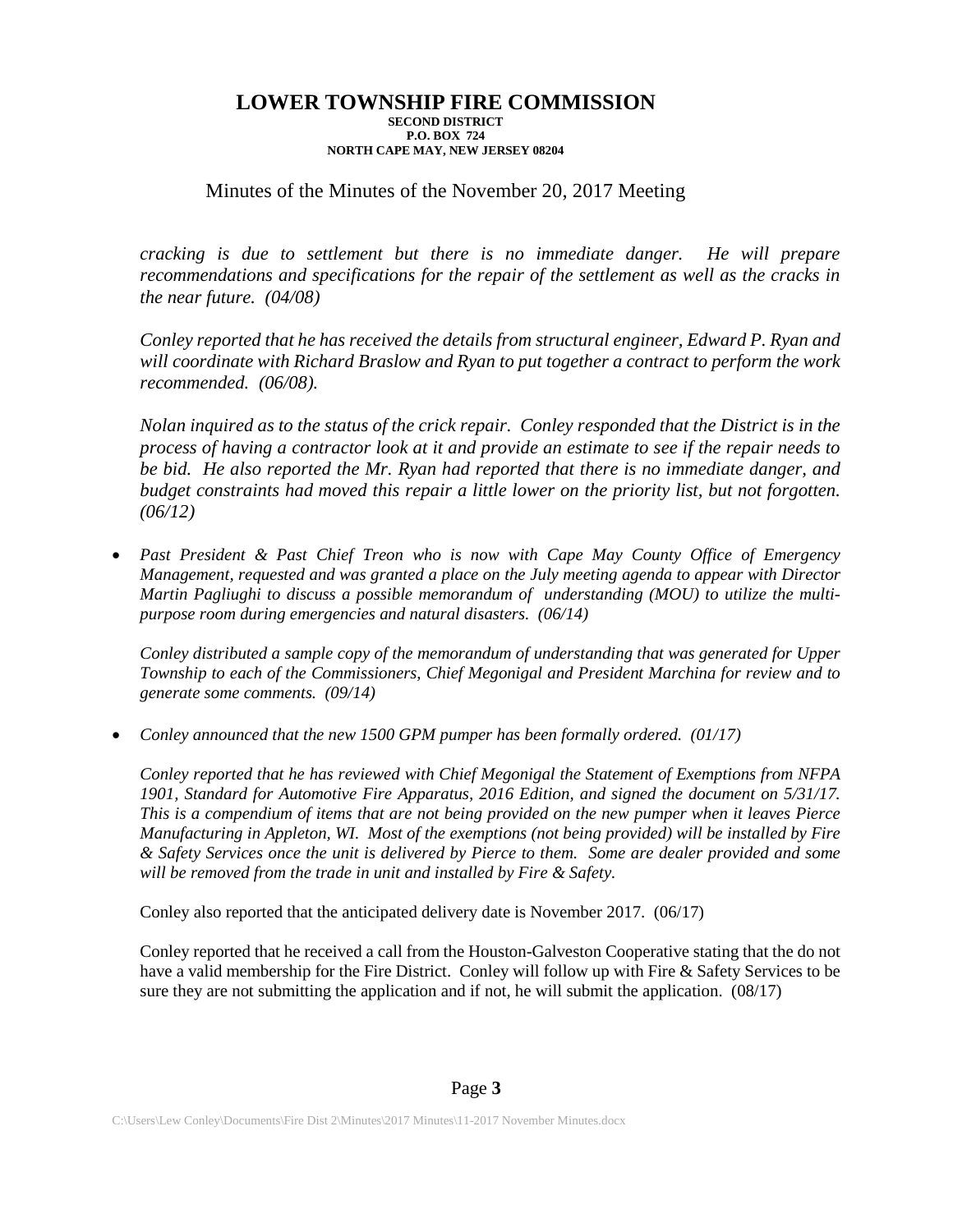*cracking is due to settlement but there is no immediate danger. He will prepare recommendations and specifications for the repair of the settlement as well as the cracks in the near future. (04/08)*

*Conley reported that he has received the details from structural engineer, Edward P. Ryan and will coordinate with Richard Braslow and Ryan to put together a contract to perform the work recommended. (06/08).*

*Nolan inquired as to the status of the crick repair. Conley responded that the District is in the process of having a contractor look at it and provide an estimate to see if the repair needs to be bid. He also reported the Mr. Ryan had reported that there is no immediate danger, and budget constraints had moved this repair a little lower on the priority list, but not forgotten. (06/12)*

- *Past President & Past Chief Treon who is now with Cape May County Office of Emergency Management, requested and was granted a place on the July meeting agenda to appear with Director Martin Pagliughi to discuss a possible memorandum of understanding (MOU) to utilize the multi-purpose room during emergencies and natural disasters. (06/14)*

  *Conley distributed a sample copy of the memorandum of understanding that was generated for Upper Township to each of the Commissioners, Chief Megonigal and President Marchina for review and to generate some comments. (09/14)*

- *Conley announced that the new 1500 GPM pumper has been formally ordered. (01/17)*

  *Conley reported that he has reviewed with Chief Megonigal the Statement of Exemptions from NFPA 1901, Standard for Automotive Fire Apparatus, 2016 Edition, and signed the document on 5/31/17. This is a compendium of items that are not being provided on the new pumper when it leaves Pierce Manufacturing in Appleton, WI. Most of the exemptions (not being provided) will be installed by Fire & Safety Services once the unit is delivered by Pierce to them. Some are dealer provided and some will be removed from the trade in unit and installed by Fire & Safety.*

  Conley also reported that the anticipated delivery date is November 2017. (06/17)

  Conley reported that he received a call from the Houston-Galveston Cooperative stating that the do not have a valid membership for the Fire District. Conley will follow up with Fire & Safety Services to be sure they are not submitting the application and if not, he will submit the application. (08/17)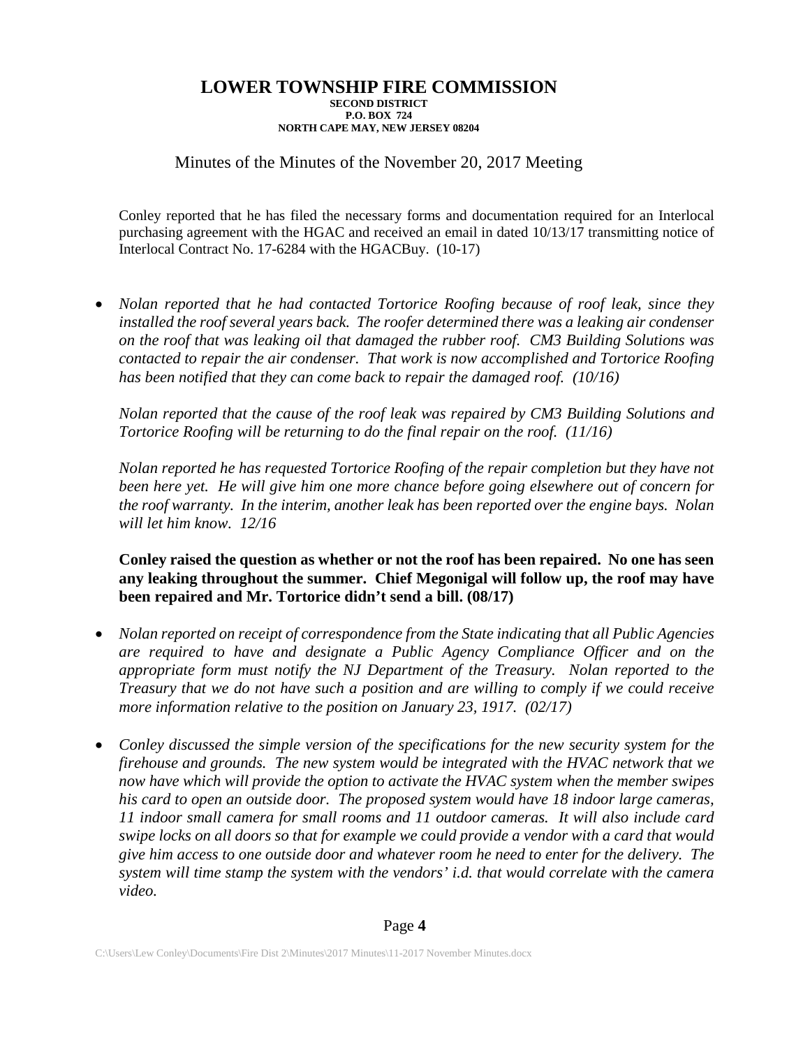# LOWER TOWNSHIP FIRE COMMISSION

**SECOND DISTRICT**
**P.O. BOX 724**
**NORTH CAPE MAY, NEW JERSEY 08204**

Minutes of the Minutes of the November 20, 2017 Meeting

Conley reported that he has filed the necessary forms and documentation required for an Interlocal purchasing agreement with the HGAC and received an email in dated 10/13/17 transmitting notice of Interlocal Contract No. 17-6284 with the HGACBuy. (10-17)

- *Nolan reported that he had contacted Tortorice Roofing because of roof leak, since they installed the roof several years back. The roofer determined there was a leaking air condenser on the roof that was leaking oil that damaged the rubber roof. CM3 Building Solutions was contacted to repair the air condenser. That work is now accomplished and Tortorice Roofing has been notified that they can come back to repair the damaged roof. (10/16)*

  *Nolan reported that the cause of the roof leak was repaired by CM3 Building Solutions and Tortorice Roofing will be returning to do the final repair on the roof. (11/16)*

  *Nolan reported he has requested Tortorice Roofing of the repair completion but they have not been here yet. He will give him one more chance before going elsewhere out of concern for the roof warranty. In the interim, another leak has been reported over the engine bays. Nolan will let him know. 12/16*

  **Conley raised the question as whether or not the roof has been repaired. No one has seen any leaking throughout the summer. Chief Megonigal will follow up, the roof may have been repaired and Mr. Tortorice didn't send a bill. (08/17)**

- *Nolan reported on receipt of correspondence from the State indicating that all Public Agencies are required to have and designate a Public Agency Compliance Officer and on the appropriate form must notify the NJ Department of the Treasury. Nolan reported to the Treasury that we do not have such a position and are willing to comply if we could receive more information relative to the position on January 23, 1917. (02/17)*

- *Conley discussed the simple version of the specifications for the new security system for the firehouse and grounds. The new system would be integrated with the HVAC network that we now have which will provide the option to activate the HVAC system when the member swipes his card to open an outside door. The proposed system would have 18 indoor large cameras, 11 indoor small camera for small rooms and 11 outdoor cameras. It will also include card swipe locks on all doors so that for example we could provide a vendor with a card that would give him access to one outside door and whatever room he need to enter for the delivery. The system will time stamp the system with the vendors' i.d. that would correlate with the camera video.*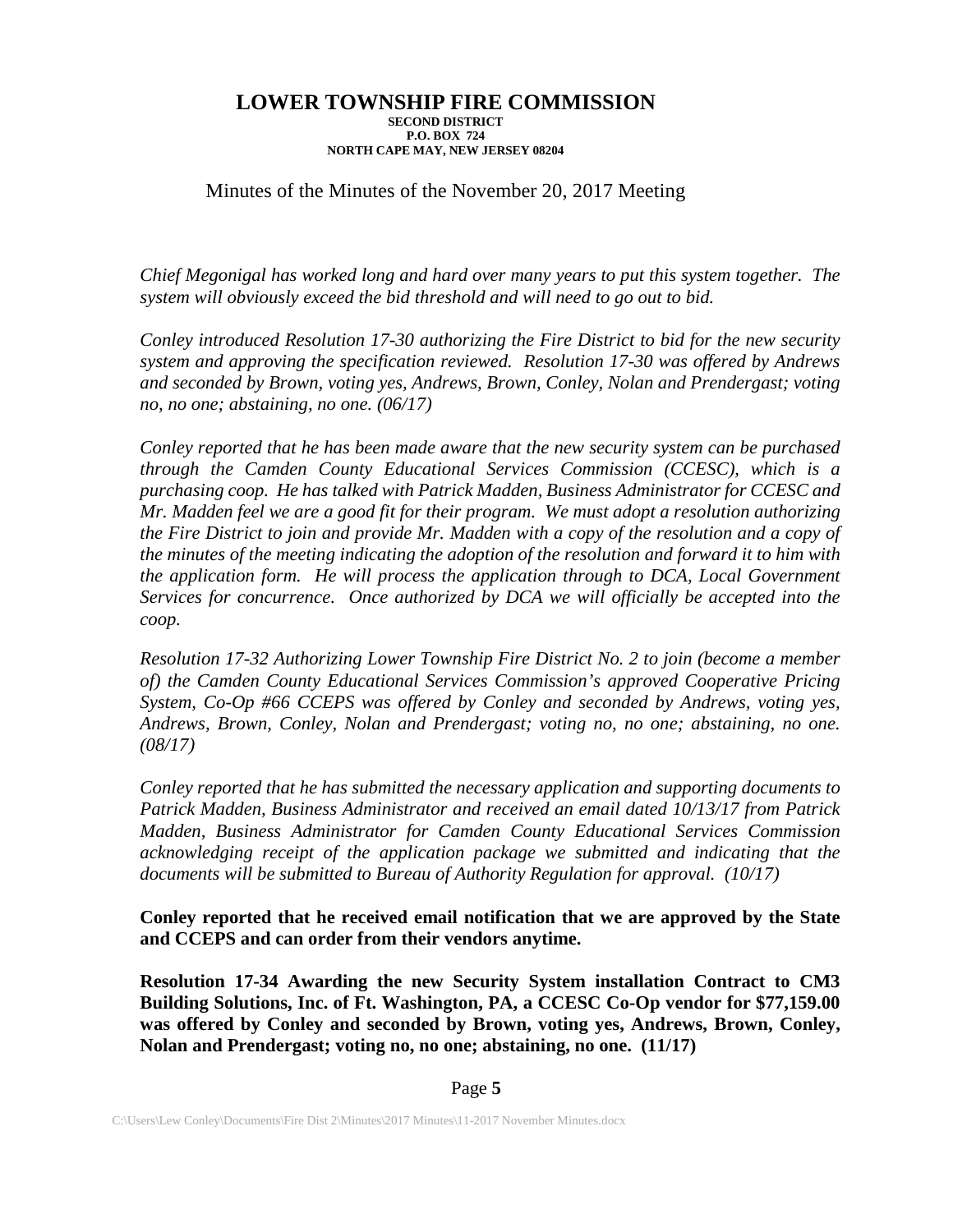**LOWER TOWNSHIP FIRE COMMISSION**
**SECOND DISTRICT**
**P.O. BOX 724**
**NORTH CAPE MAY, NEW JERSEY 08204**

Minutes of the Minutes of the November 20, 2017 Meeting

*Chief Megonigal has worked long and hard over many years to put this system together. The system will obviously exceed the bid threshold and will need to go out to bid.*

*Conley introduced Resolution 17-30 authorizing the Fire District to bid for the new security system and approving the specification reviewed. Resolution 17-30 was offered by Andrews and seconded by Brown, voting yes, Andrews, Brown, Conley, Nolan and Prendergast; voting no, no one; abstaining, no one. (06/17)*

*Conley reported that he has been made aware that the new security system can be purchased through the Camden County Educational Services Commission (CCESC), which is a purchasing coop. He has talked with Patrick Madden, Business Administrator for CCESC and Mr. Madden feel we are a good fit for their program. We must adopt a resolution authorizing the Fire District to join and provide Mr. Madden with a copy of the resolution and a copy of the minutes of the meeting indicating the adoption of the resolution and forward it to him with the application form. He will process the application through to DCA, Local Government Services for concurrence. Once authorized by DCA we will officially be accepted into the coop.*

*Resolution 17-32 Authorizing Lower Township Fire District No. 2 to join (become a member of) the Camden County Educational Services Commission's approved Cooperative Pricing System, Co-Op #66 CCEPS was offered by Conley and seconded by Andrews, voting yes, Andrews, Brown, Conley, Nolan and Prendergast; voting no, no one; abstaining, no one. (08/17)*

*Conley reported that he has submitted the necessary application and supporting documents to Patrick Madden, Business Administrator and received an email dated 10/13/17 from Patrick Madden, Business Administrator for Camden County Educational Services Commission acknowledging receipt of the application package we submitted and indicating that the documents will be submitted to Bureau of Authority Regulation for approval. (10/17)*

**Conley reported that he received email notification that we are approved by the State and CCEPS and can order from their vendors anytime.**

**Resolution 17-34 Awarding the new Security System installation Contract to CM3 Building Solutions, Inc. of Ft. Washington, PA, a CCESC Co-Op vendor for $77,159.00 was offered by Conley and seconded by Brown, voting yes, Andrews, Brown, Conley, Nolan and Prendergast; voting no, no one; abstaining, no one. (11/17)**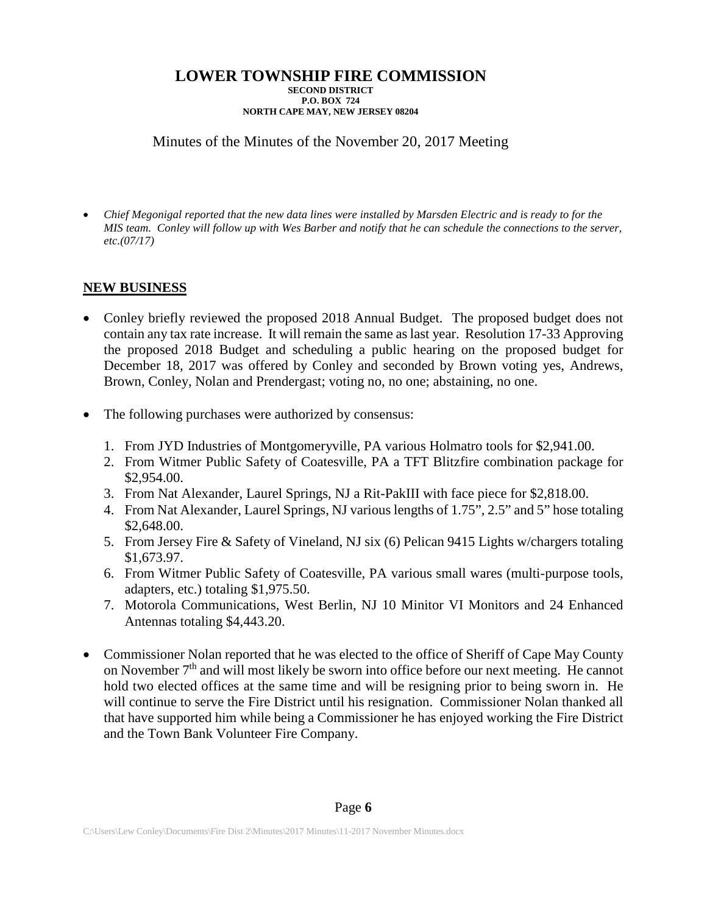# LOWER TOWNSHIP FIRE COMMISSION

**SECOND DISTRICT**
**P.O. BOX 724**
**NORTH CAPE MAY, NEW JERSEY 08204**

Minutes of the Minutes of the November 20, 2017 Meeting

- *Chief Megonigal reported that the new data lines were installed by Marsden Electric and is ready to for the MIS team. Conley will follow up with Wes Barber and notify that he can schedule the connections to the server, etc.(07/17)*

## NEW BUSINESS

- Conley briefly reviewed the proposed 2018 Annual Budget. The proposed budget does not contain any tax rate increase. It will remain the same as last year. Resolution 17-33 Approving the proposed 2018 Budget and scheduling a public hearing on the proposed budget for December 18, 2017 was offered by Conley and seconded by Brown voting yes, Andrews, Brown, Conley, Nolan and Prendergast; voting no, no one; abstaining, no one.

- The following purchases were authorized by consensus:

  1. From JYD Industries of Montgomeryville, PA various Holmatro tools for $2,941.00.
  2. From Witmer Public Safety of Coatesville, PA a TFT Blitzfire combination package for $2,954.00.
  3. From Nat Alexander, Laurel Springs, NJ a Rit-PakIII with face piece for $2,818.00.
  4. From Nat Alexander, Laurel Springs, NJ various lengths of 1.75", 2.5" and 5" hose totaling $2,648.00.
  5. From Jersey Fire & Safety of Vineland, NJ six (6) Pelican 9415 Lights w/chargers totaling $1,673.97.
  6. From Witmer Public Safety of Coatesville, PA various small wares (multi-purpose tools, adapters, etc.) totaling $1,975.50.
  7. Motorola Communications, West Berlin, NJ 10 Minitor VI Monitors and 24 Enhanced Antennas totaling $4,443.20.

- Commissioner Nolan reported that he was elected to the office of Sheriff of Cape May County on November 7th and will most likely be sworn into office before our next meeting. He cannot hold two elected offices at the same time and will be resigning prior to being sworn in. He will continue to serve the Fire District until his resignation. Commissioner Nolan thanked all that have supported him while being a Commissioner he has enjoyed working the Fire District and the Town Bank Volunteer Fire Company.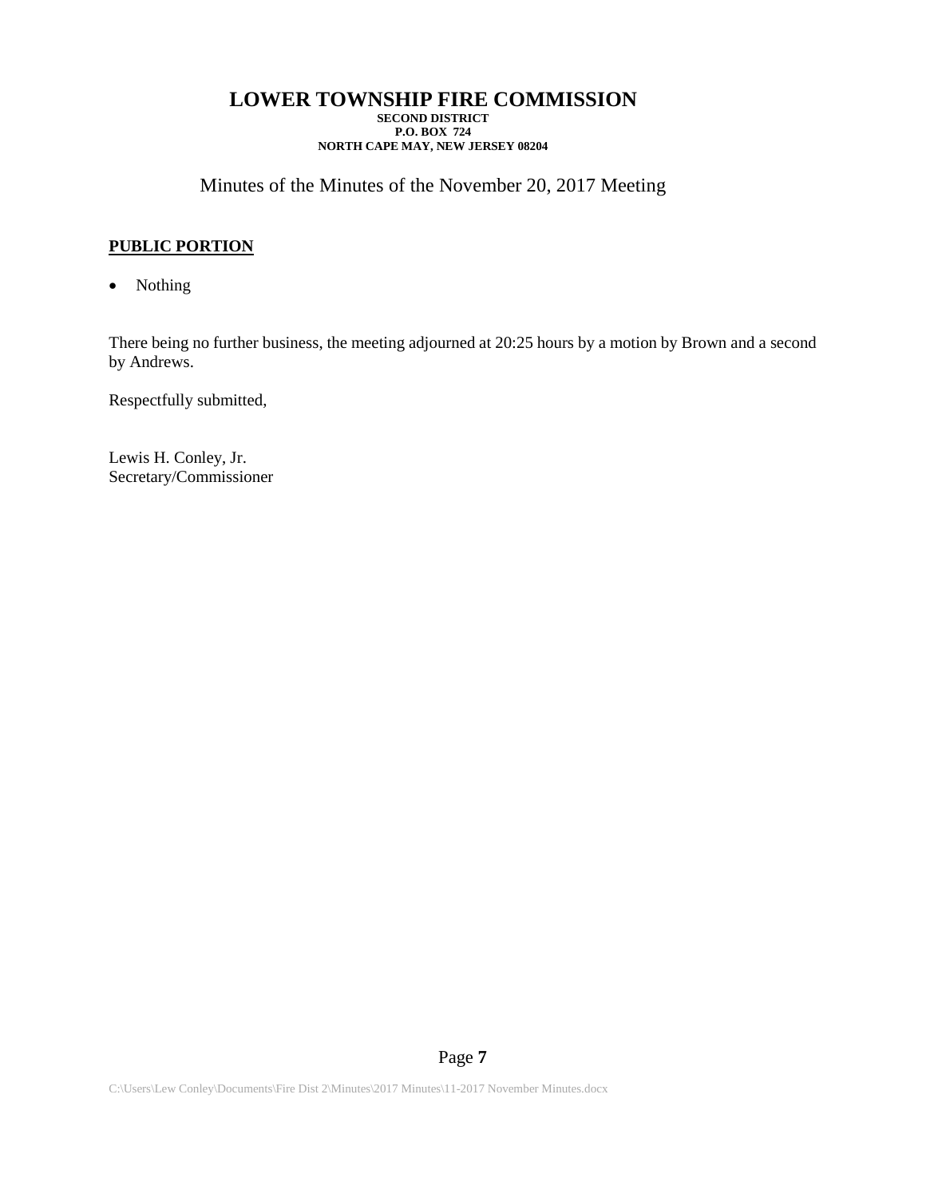# LOWER TOWNSHIP FIRE COMMISSION

**SECOND DISTRICT**
**P.O. BOX 724**
**NORTH CAPE MAY, NEW JERSEY 08204**

Minutes of the Minutes of the November 20, 2017 Meeting

**PUBLIC PORTION**

- Nothing

There being no further business, the meeting adjourned at 20:25 hours by a motion by Brown and a second by Andrews.

Respectfully submitted,

Lewis H. Conley, Jr.
Secretary/Commissioner

C:\Users\Lew Conley\Documents\Fire Dist 2\Minutes\2017 Minutes\11-2017 November Minutes.docx